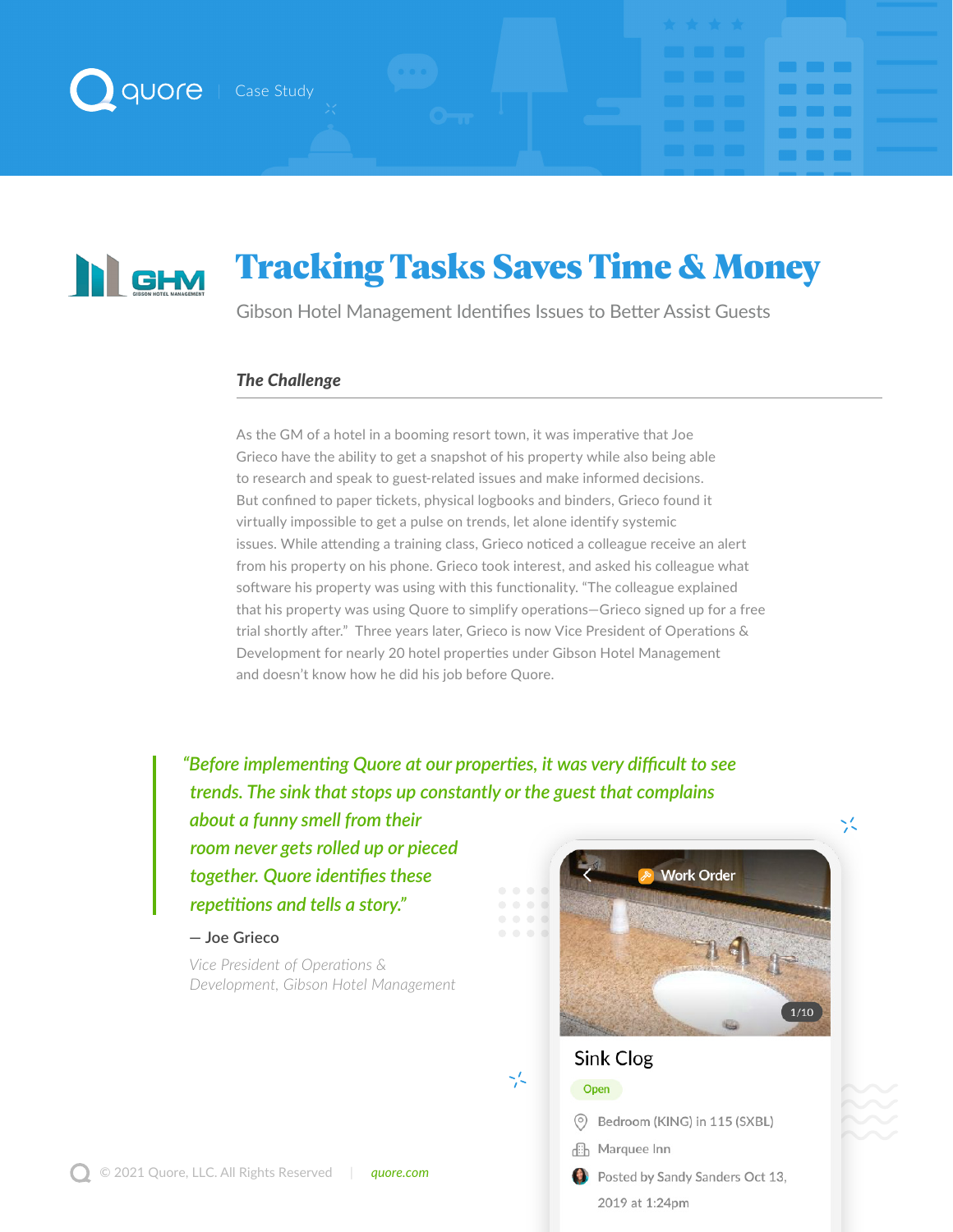quore | Case Study

# Tracking Tasks Saves Time & Money

Gibson Hotel Management Identifies Issues to Better Assist Guests

## *The Challenge*

As the GM of a hotel in a booming resort town, it was imperative that Joe Grieco have the ability to get a snapshot of his property while also being able to research and speak to guest-related issues and make informed decisions. But confined to paper tickets, physical logbooks and binders, Grieco found it virtually impossible to get a pulse on trends, let alone identify systemic issues. While attending a training class, Grieco noticed a colleague receive an alert from his property on his phone. Grieco took interest, and asked his colleague what software his property was using with this functionality. "The colleague explained that his property was using Quore to simplify operations—Grieco signed up for a free trial shortly after." Three years later, Grieco is now Vice President of Operations & Development for nearly 20 hotel properties under Gibson Hotel Management and doesn't know how he did his job before Quore.

> *"Before implementing Quore at our properties, it was very difficult to see trends. The sink that stops up constantly or the guest that complains about a funny smell from their room never gets rolled up or pieced together. Quore identifies these repetitions and tells a story."*

— Joe Grieco

*Vice President of Operations & Development, Gibson Hotel Management*

Work Order

1/10

Sink Clog

Open

Bedroom (KING) in 115 (SXBL)

Marquee Inn

Posted by Sandy Sanders Oct 13, 2019 at 1:24pm

© 2021 Quore, LLC. All Rights Reserved | quore.com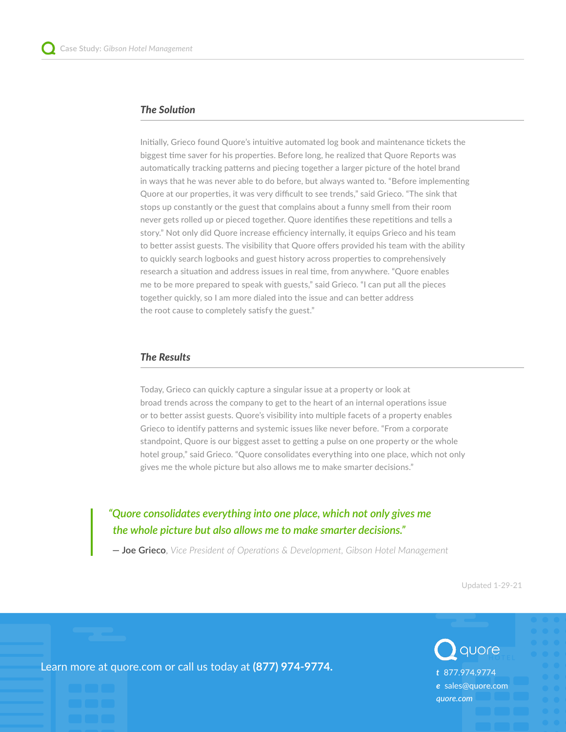### *The Solution*

Initially, Grieco found Quore's intuitive automated log book and maintenance tickets the biggest time saver for his properties. Before long, he realized that Quore Reports was automatically tracking patterns and piecing together a larger picture of the hotel brand in ways that he was never able to do before, but always wanted to. "Before implementing Quore at our properties, it was very difficult to see trends," said Grieco. "The sink that stops up constantly or the guest that complains about a funny smell from their room never gets rolled up or pieced together. Quore identifies these repetitions and tells a story." Not only did Quore increase efficiency internally, it equips Grieco and his team to better assist guests. The visibility that Quore offers provided his team with the ability to quickly search logbooks and guest history across properties to comprehensively research a situation and address issues in real time, from anywhere. "Quore enables me to be more prepared to speak with guests," said Grieco. "I can put all the pieces together quickly, so I am more dialed into the issue and can better address the root cause to completely satisfy the guest."

### *The Results*

Today, Grieco can quickly capture a singular issue at a property or look at broad trends across the company to get to the heart of an internal operations issue or to better assist guests. Quore's visibility into multiple facets of a property enables Grieco to identify patterns and systemic issues like never before. "From a corporate standpoint, Quore is our biggest asset to getting a pulse on one property or the whole hotel group," said Grieco. "Quore consolidates everything into one place, which not only gives me the whole picture but also allows me to make smarter decisions."

> *"Quore consolidates everything into one place, which not only gives me the whole picture but also allows me to make smarter decisions."*
>
> — **Joe Grieco**, *Vice President of Operations & Development, Gibson Hotel Management*

Updated 1-29-21

Learn more at quore.com or call us today at **(877) 974-9774.**

quore HOTEL

*t* 877.974.9774
*e* sales@quore.com
*quore.com*